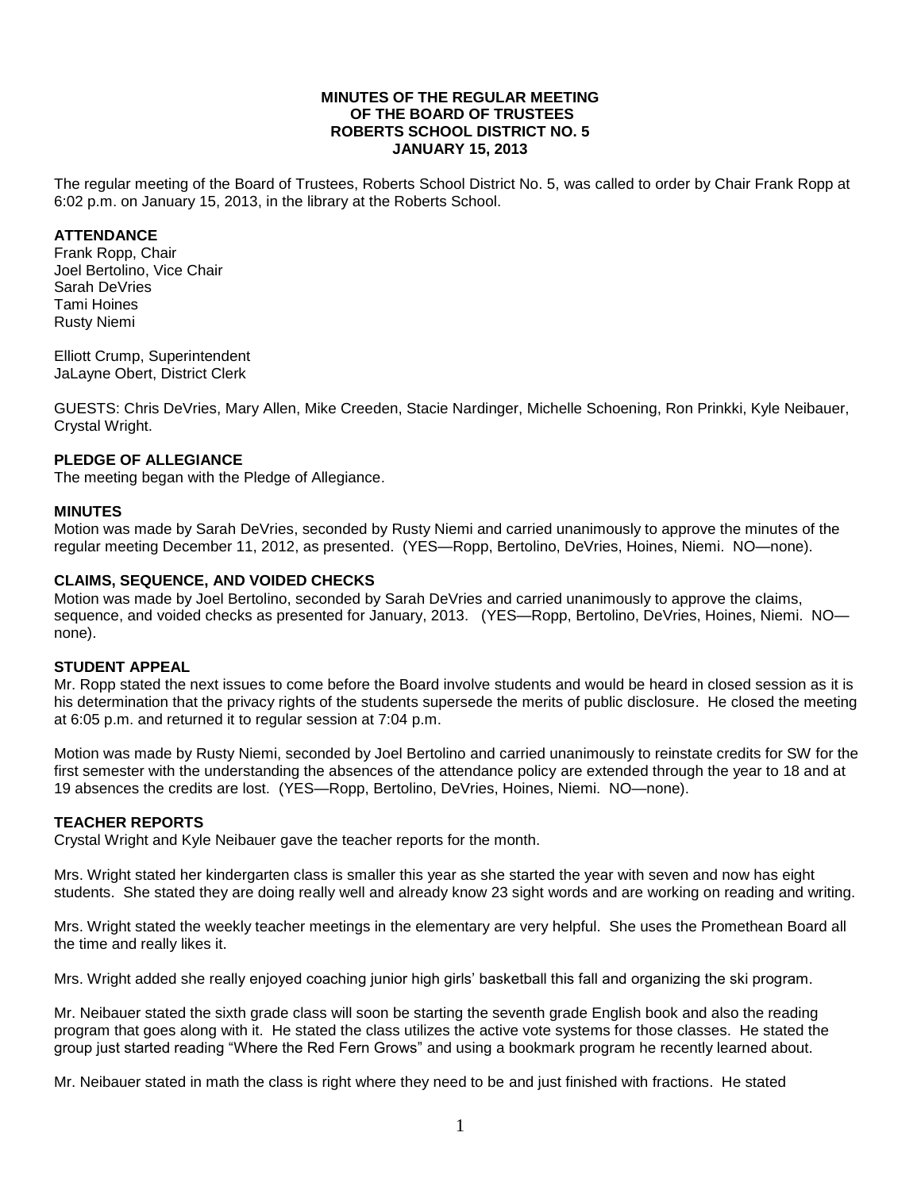**MINUTES OF THE REGULAR MEETING**
**OF THE BOARD OF TRUSTEES**
**ROBERTS SCHOOL DISTRICT NO. 5**
**JANUARY 15, 2013**

The regular meeting of the Board of Trustees, Roberts School District No. 5, was called to order by Chair Frank Ropp at 6:02 p.m. on January 15, 2013, in the library at the Roberts School.

**ATTENDANCE**

Frank Ropp, Chair
Joel Bertolino, Vice Chair
Sarah DeVries
Tami Hoines
Rusty Niemi

Elliott Crump, Superintendent
JaLayne Obert, District Clerk

GUESTS: Chris DeVries, Mary Allen, Mike Creeden, Stacie Nardinger, Michelle Schoening, Ron Prinkki, Kyle Neibauer, Crystal Wright.

**PLEDGE OF ALLEGIANCE**

The meeting began with the Pledge of Allegiance.

**MINUTES**

Motion was made by Sarah DeVries, seconded by Rusty Niemi and carried unanimously to approve the minutes of the regular meeting December 11, 2012, as presented. (YES—Ropp, Bertolino, DeVries, Hoines, Niemi. NO—none).

**CLAIMS, SEQUENCE, AND VOIDED CHECKS**

Motion was made by Joel Bertolino, seconded by Sarah DeVries and carried unanimously to approve the claims, sequence, and voided checks as presented for January, 2013. (YES—Ropp, Bertolino, DeVries, Hoines, Niemi. NO—none).

**STUDENT APPEAL**

Mr. Ropp stated the next issues to come before the Board involve students and would be heard in closed session as it is his determination that the privacy rights of the students supersede the merits of public disclosure. He closed the meeting at 6:05 p.m. and returned it to regular session at 7:04 p.m.

Motion was made by Rusty Niemi, seconded by Joel Bertolino and carried unanimously to reinstate credits for SW for the first semester with the understanding the absences of the attendance policy are extended through the year to 18 and at 19 absences the credits are lost. (YES—Ropp, Bertolino, DeVries, Hoines, Niemi. NO—none).

**TEACHER REPORTS**

Crystal Wright and Kyle Neibauer gave the teacher reports for the month.

Mrs. Wright stated her kindergarten class is smaller this year as she started the year with seven and now has eight students. She stated they are doing really well and already know 23 sight words and are working on reading and writing.

Mrs. Wright stated the weekly teacher meetings in the elementary are very helpful. She uses the Promethean Board all the time and really likes it.

Mrs. Wright added she really enjoyed coaching junior high girls' basketball this fall and organizing the ski program.

Mr. Neibauer stated the sixth grade class will soon be starting the seventh grade English book and also the reading program that goes along with it. He stated the class utilizes the active vote systems for those classes. He stated the group just started reading "Where the Red Fern Grows" and using a bookmark program he recently learned about.

Mr. Neibauer stated in math the class is right where they need to be and just finished with fractions. He stated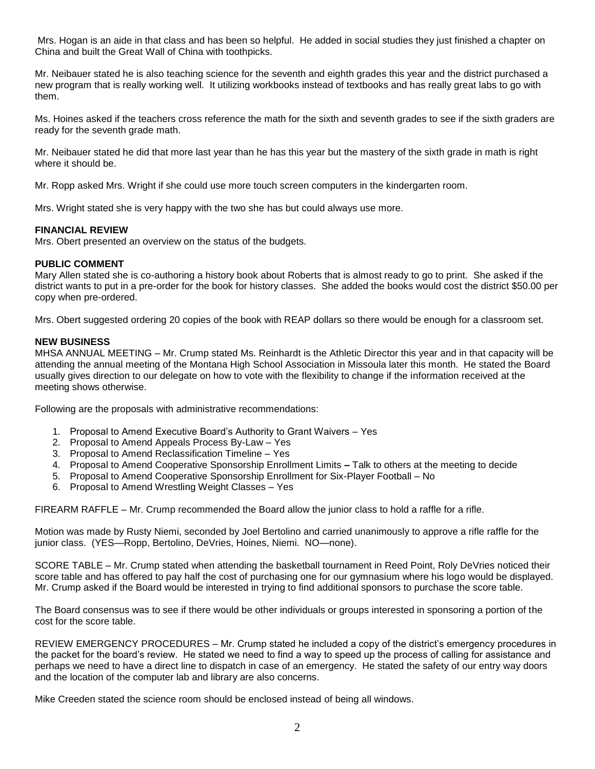Mrs. Hogan is an aide in that class and has been so helpful. He added in social studies they just finished a chapter on China and built the Great Wall of China with toothpicks.

Mr. Neibauer stated he is also teaching science for the seventh and eighth grades this year and the district purchased a new program that is really working well. It utilizing workbooks instead of textbooks and has really great labs to go with them.

Ms. Hoines asked if the teachers cross reference the math for the sixth and seventh grades to see if the sixth graders are ready for the seventh grade math.

Mr. Neibauer stated he did that more last year than he has this year but the mastery of the sixth grade in math is right where it should be.

Mr. Ropp asked Mrs. Wright if she could use more touch screen computers in the kindergarten room.

Mrs. Wright stated she is very happy with the two she has but could always use more.

**FINANCIAL REVIEW**
Mrs. Obert presented an overview on the status of the budgets.

**PUBLIC COMMENT**
Mary Allen stated she is co-authoring a history book about Roberts that is almost ready to go to print. She asked if the district wants to put in a pre-order for the book for history classes. She added the books would cost the district $50.00 per copy when pre-ordered.

Mrs. Obert suggested ordering 20 copies of the book with REAP dollars so there would be enough for a classroom set.

**NEW BUSINESS**
MHSA ANNUAL MEETING – Mr. Crump stated Ms. Reinhardt is the Athletic Director this year and in that capacity will be attending the annual meeting of the Montana High School Association in Missoula later this month. He stated the Board usually gives direction to our delegate on how to vote with the flexibility to change if the information received at the meeting shows otherwise.

Following are the proposals with administrative recommendations:

1. Proposal to Amend Executive Board's Authority to Grant Waivers – Yes
2. Proposal to Amend Appeals Process By-Law – Yes
3. Proposal to Amend Reclassification Timeline – Yes
4. Proposal to Amend Cooperative Sponsorship Enrollment Limits – Talk to others at the meeting to decide
5. Proposal to Amend Cooperative Sponsorship Enrollment for Six-Player Football – No
6. Proposal to Amend Wrestling Weight Classes – Yes

FIREARM RAFFLE – Mr. Crump recommended the Board allow the junior class to hold a raffle for a rifle.

Motion was made by Rusty Niemi, seconded by Joel Bertolino and carried unanimously to approve a rifle raffle for the junior class. (YES—Ropp, Bertolino, DeVries, Hoines, Niemi. NO—none).

SCORE TABLE – Mr. Crump stated when attending the basketball tournament in Reed Point, Roly DeVries noticed their score table and has offered to pay half the cost of purchasing one for our gymnasium where his logo would be displayed. Mr. Crump asked if the Board would be interested in trying to find additional sponsors to purchase the score table.

The Board consensus was to see if there would be other individuals or groups interested in sponsoring a portion of the cost for the score table.

REVIEW EMERGENCY PROCEDURES – Mr. Crump stated he included a copy of the district's emergency procedures in the packet for the board's review. He stated we need to find a way to speed up the process of calling for assistance and perhaps we need to have a direct line to dispatch in case of an emergency. He stated the safety of our entry way doors and the location of the computer lab and library are also concerns.

Mike Creeden stated the science room should be enclosed instead of being all windows.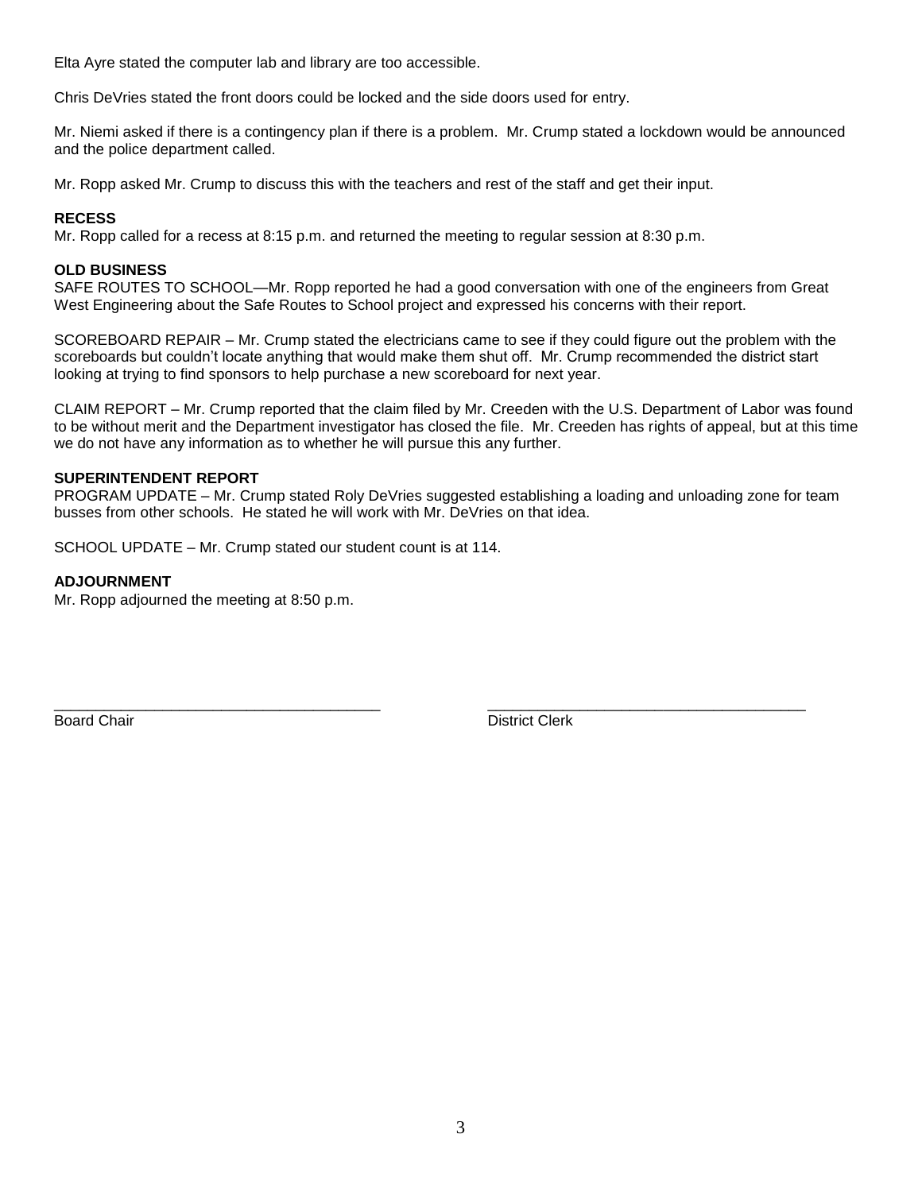Elta Ayre stated the computer lab and library are too accessible.

Chris DeVries stated the front doors could be locked and the side doors used for entry.

Mr. Niemi asked if there is a contingency plan if there is a problem. Mr. Crump stated a lockdown would be announced and the police department called.

Mr. Ropp asked Mr. Crump to discuss this with the teachers and rest of the staff and get their input.

**RECESS**
Mr. Ropp called for a recess at 8:15 p.m. and returned the meeting to regular session at 8:30 p.m.

**OLD BUSINESS**
SAFE ROUTES TO SCHOOL—Mr. Ropp reported he had a good conversation with one of the engineers from Great West Engineering about the Safe Routes to School project and expressed his concerns with their report.

SCOREBOARD REPAIR – Mr. Crump stated the electricians came to see if they could figure out the problem with the scoreboards but couldn't locate anything that would make them shut off. Mr. Crump recommended the district start looking at trying to find sponsors to help purchase a new scoreboard for next year.

CLAIM REPORT – Mr. Crump reported that the claim filed by Mr. Creeden with the U.S. Department of Labor was found to be without merit and the Department investigator has closed the file. Mr. Creeden has rights of appeal, but at this time we do not have any information as to whether he will pursue this any further.

**SUPERINTENDENT REPORT**
PROGRAM UPDATE – Mr. Crump stated Roly DeVries suggested establishing a loading and unloading zone for team busses from other schools. He stated he will work with Mr. DeVries on that idea.

SCHOOL UPDATE – Mr. Crump stated our student count is at 114.

**ADJOURNMENT**
Mr. Ropp adjourned the meeting at 8:50 p.m.

\_\_\_\_\_\_\_\_\_\_\_\_\_\_\_\_\_\_\_\_\_\_\_\_\_\_\_\_\_\_\_\_\_\_\_\_\_\_\_\_ \_\_\_\_\_\_\_\_\_\_\_\_\_\_\_\_\_\_\_\_\_\_\_\_\_\_\_\_\_\_\_\_\_\_\_\_\_\_\_\_
Board Chair District Clerk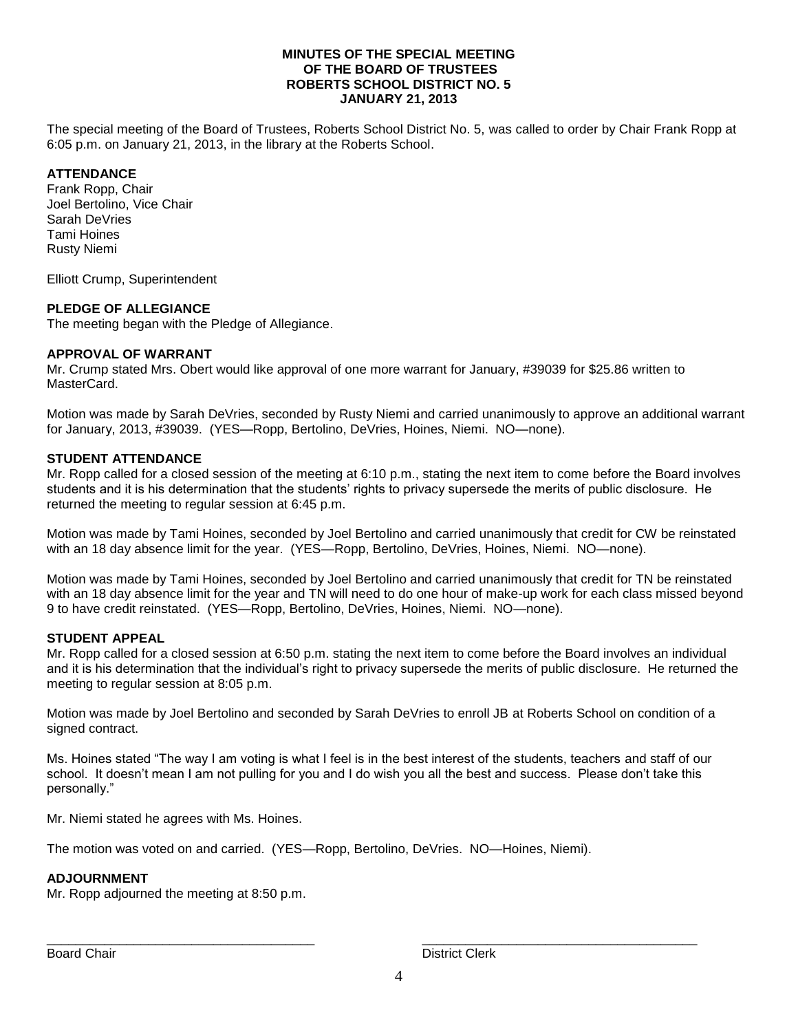**MINUTES OF THE SPECIAL MEETING**
**OF THE BOARD OF TRUSTEES**
**ROBERTS SCHOOL DISTRICT NO. 5**
**JANUARY 21, 2013**

The special meeting of the Board of Trustees, Roberts School District No. 5, was called to order by Chair Frank Ropp at 6:05 p.m. on January 21, 2013, in the library at the Roberts School.

**ATTENDANCE**
Frank Ropp, Chair
Joel Bertolino, Vice Chair
Sarah DeVries
Tami Hoines
Rusty Niemi

Elliott Crump, Superintendent

**PLEDGE OF ALLEGIANCE**
The meeting began with the Pledge of Allegiance.

**APPROVAL OF WARRANT**
Mr. Crump stated Mrs. Obert would like approval of one more warrant for January, #39039 for $25.86 written to MasterCard.

Motion was made by Sarah DeVries, seconded by Rusty Niemi and carried unanimously to approve an additional warrant for January, 2013, #39039. (YES—Ropp, Bertolino, DeVries, Hoines, Niemi. NO—none).

**STUDENT ATTENDANCE**
Mr. Ropp called for a closed session of the meeting at 6:10 p.m., stating the next item to come before the Board involves students and it is his determination that the students' rights to privacy supersede the merits of public disclosure. He returned the meeting to regular session at 6:45 p.m.

Motion was made by Tami Hoines, seconded by Joel Bertolino and carried unanimously that credit for CW be reinstated with an 18 day absence limit for the year. (YES—Ropp, Bertolino, DeVries, Hoines, Niemi. NO—none).

Motion was made by Tami Hoines, seconded by Joel Bertolino and carried unanimously that credit for TN be reinstated with an 18 day absence limit for the year and TN will need to do one hour of make-up work for each class missed beyond 9 to have credit reinstated. (YES—Ropp, Bertolino, DeVries, Hoines, Niemi. NO—none).

**STUDENT APPEAL**
Mr. Ropp called for a closed session at 6:50 p.m. stating the next item to come before the Board involves an individual and it is his determination that the individual's right to privacy supersede the merits of public disclosure. He returned the meeting to regular session at 8:05 p.m.

Motion was made by Joel Bertolino and seconded by Sarah DeVries to enroll JB at Roberts School on condition of a signed contract.

Ms. Hoines stated "The way I am voting is what I feel is in the best interest of the students, teachers and staff of our school. It doesn't mean I am not pulling for you and I do wish you all the best and success. Please don't take this personally."

Mr. Niemi stated he agrees with Ms. Hoines.

The motion was voted on and carried. (YES—Ropp, Bertolino, DeVries. NO—Hoines, Niemi).

**ADJOURNMENT**
Mr. Ropp adjourned the meeting at 8:50 p.m.

\_\_\_\_\_\_\_\_\_\_\_\_\_\_\_\_\_\_\_\_\_\_\_\_\_\_\_\_\_\_\_\_\_\_\_\_ \_\_\_\_\_\_\_\_\_\_\_\_\_\_\_\_\_\_\_\_\_\_\_\_\_\_\_\_\_\_\_\_\_\_\_\_
Board Chair District Clerk